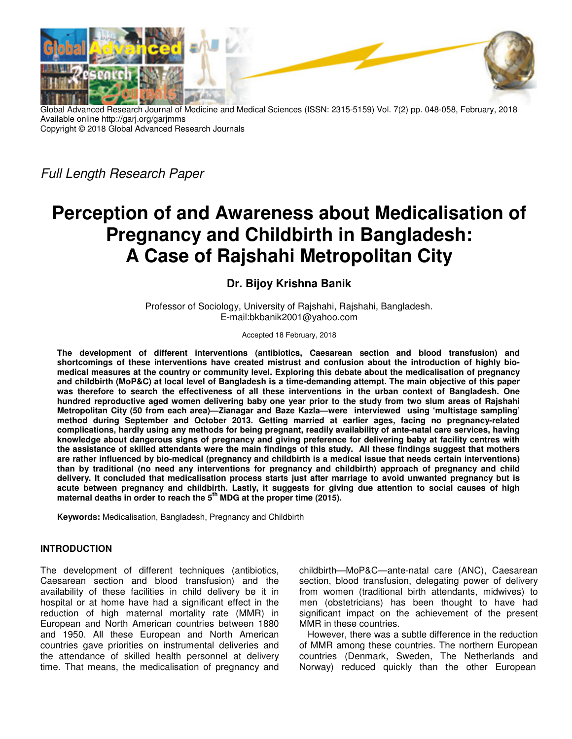*Full Length Research Paper*

# Perception of and Awareness about Medicalisation of Pregnancy and Childbirth in Bangladesh: A Case of Rajshahi Metropolitan City

## Dr. Bijoy Krishna Banik

Professor of Sociology, University of Rajshahi, Rajshahi, Bangladesh.
E-mail:bkbanik2001@yahoo.com

Accepted 18 February, 2018

**The development of different interventions (antibiotics, Caesarean section and blood transfusion) and shortcomings of these interventions have created mistrust and confusion about the introduction of highly bio-medical measures at the country or community level. Exploring this debate about the medicalisation of pregnancy and childbirth (MoP&C) at local level of Bangladesh is a time-demanding attempt. The main objective of this paper was therefore to search the effectiveness of all these interventions in the urban context of Bangladesh. One hundred reproductive aged women delivering baby one year prior to the study from two slum areas of Rajshahi Metropolitan City (50 from each area)—Zianagar and Baze Kazla—were interviewed using 'multistage sampling' method during September and October 2013. Getting married at earlier ages, facing no pregnancy-related complications, hardly using any methods for being pregnant, readily availability of ante-natal care services, having knowledge about dangerous signs of pregnancy and giving preference for delivering baby at facility centres with the assistance of skilled attendants were the main findings of this study. All these findings suggest that mothers are rather influenced by bio-medical (pregnancy and childbirth is a medical issue that needs certain interventions) than by traditional (no need any interventions for pregnancy and childbirth) approach of pregnancy and child delivery. It concluded that medicalisation process starts just after marriage to avoid unwanted pregnancy but is acute between pregnancy and childbirth. Lastly, it suggests for giving due attention to social causes of high maternal deaths in order to reach the 5th MDG at the proper time (2015).**

**Keywords:** Medicalisation, Bangladesh, Pregnancy and Childbirth

## INTRODUCTION

The development of different techniques (antibiotics, Caesarean section and blood transfusion) and the availability of these facilities in child delivery be it in hospital or at home have had a significant effect in the reduction of high maternal mortality rate (MMR) in European and North American countries between 1880 and 1950. All these European and North American countries gave priorities on instrumental deliveries and the attendance of skilled health personnel at delivery time. That means, the medicalisation of pregnancy and childbirth—MoP&C—ante-natal care (ANC), Caesarean section, blood transfusion, delegating power of delivery from women (traditional birth attendants, midwives) to men (obstetricians) has been thought to have had significant impact on the achievement of the present MMR in these countries.

However, there was a subtle difference in the reduction of MMR among these countries. The northern European countries (Denmark, Sweden, The Netherlands and Norway) reduced quickly than the other European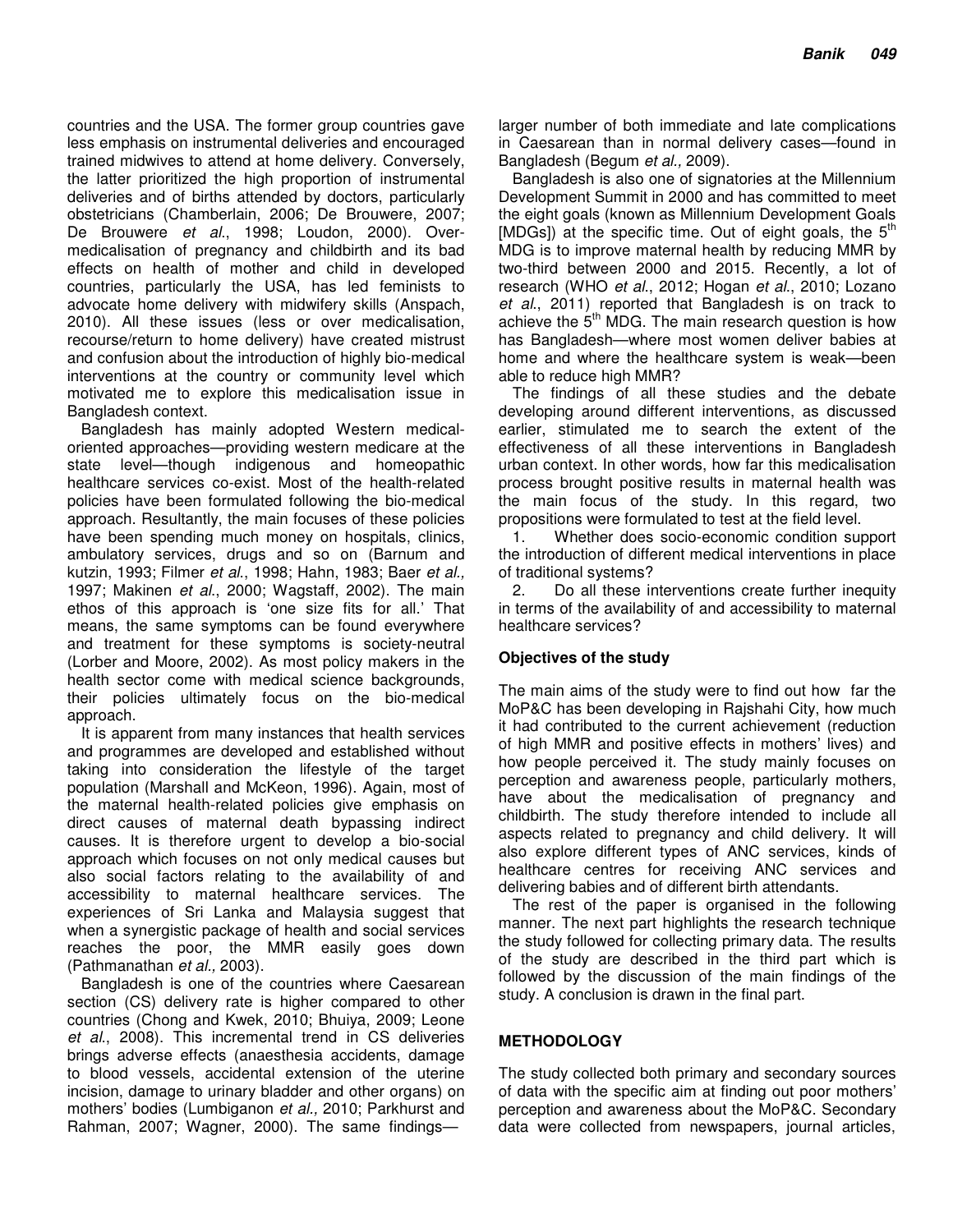countries and the USA. The former group countries gave less emphasis on instrumental deliveries and encouraged trained midwives to attend at home delivery. Conversely, the latter prioritized the high proportion of instrumental deliveries and of births attended by doctors, particularly obstetricians (Chamberlain, 2006; De Brouwere, 2007; De Brouwere *et al*., 1998; Loudon, 2000). Over-medicalisation of pregnancy and childbirth and its bad effects on health of mother and child in developed countries, particularly the USA, has led feminists to advocate home delivery with midwifery skills (Anspach, 2010). All these issues (less or over medicalisation, recourse/return to home delivery) have created mistrust and confusion about the introduction of highly bio-medical interventions at the country or community level which motivated me to explore this medicalisation issue in Bangladesh context.

Bangladesh has mainly adopted Western medical-oriented approaches—providing western medicare at the state level—though indigenous and homeopathic healthcare services co-exist. Most of the health-related policies have been formulated following the bio-medical approach. Resultantly, the main focuses of these policies have been spending much money on hospitals, clinics, ambulatory services, drugs and so on (Barnum and kutzin, 1993; Filmer *et al*., 1998; Hahn, 1983; Baer *et al.,* 1997; Makinen *et al*., 2000; Wagstaff, 2002). The main ethos of this approach is 'one size fits for all.' That means, the same symptoms can be found everywhere and treatment for these symptoms is society-neutral (Lorber and Moore, 2002). As most policy makers in the health sector come with medical science backgrounds, their policies ultimately focus on the bio-medical approach.

It is apparent from many instances that health services and programmes are developed and established without taking into consideration the lifestyle of the target population (Marshall and McKeon, 1996). Again, most of the maternal health-related policies give emphasis on direct causes of maternal death bypassing indirect causes. It is therefore urgent to develop a bio-social approach which focuses on not only medical causes but also social factors relating to the availability of and accessibility to maternal healthcare services. The experiences of Sri Lanka and Malaysia suggest that when a synergistic package of health and social services reaches the poor, the MMR easily goes down (Pathmanathan *et al.,* 2003).

Bangladesh is one of the countries where Caesarean section (CS) delivery rate is higher compared to other countries (Chong and Kwek, 2010; Bhuiya, 2009; Leone *et al*., 2008). This incremental trend in CS deliveries brings adverse effects (anaesthesia accidents, damage to blood vessels, accidental extension of the uterine incision, damage to urinary bladder and other organs) on mothers' bodies (Lumbiganon *et al.,* 2010; Parkhurst and Rahman, 2007; Wagner, 2000). The same findings—larger number of both immediate and late complications in Caesarean than in normal delivery cases—found in Bangladesh (Begum *et al.,* 2009).

Bangladesh is also one of signatories at the Millennium Development Summit in 2000 and has committed to meet the eight goals (known as Millennium Development Goals [MDGs]) at the specific time. Out of eight goals, the 5th MDG is to improve maternal health by reducing MMR by two-third between 2000 and 2015. Recently, a lot of research (WHO *et al*., 2012; Hogan *et al*., 2010; Lozano *et al*., 2011) reported that Bangladesh is on track to achieve the 5th MDG. The main research question is how has Bangladesh—where most women deliver babies at home and where the healthcare system is weak—been able to reduce high MMR?

The findings of all these studies and the debate developing around different interventions, as discussed earlier, stimulated me to search the extent of the effectiveness of all these interventions in Bangladesh urban context. In other words, how far this medicalisation process brought positive results in maternal health was the main focus of the study. In this regard, two propositions were formulated to test at the field level.

1. Whether does socio-economic condition support the introduction of different medical interventions in place of traditional systems?
2. Do all these interventions create further inequity in terms of the availability of and accessibility to maternal healthcare services?

### Objectives of the study

The main aims of the study were to find out how far the MoP&C has been developing in Rajshahi City, how much it had contributed to the current achievement (reduction of high MMR and positive effects in mothers' lives) and how people perceived it. The study mainly focuses on perception and awareness people, particularly mothers, have about the medicalisation of pregnancy and childbirth. The study therefore intended to include all aspects related to pregnancy and child delivery. It will also explore different types of ANC services, kinds of healthcare centres for receiving ANC services and delivering babies and of different birth attendants.

The rest of the paper is organised in the following manner. The next part highlights the research technique the study followed for collecting primary data. The results of the study are described in the third part which is followed by the discussion of the main findings of the study. A conclusion is drawn in the final part.

## METHODOLOGY

The study collected both primary and secondary sources of data with the specific aim at finding out poor mothers' perception and awareness about the MoP&C. Secondary data were collected from newspapers, journal articles,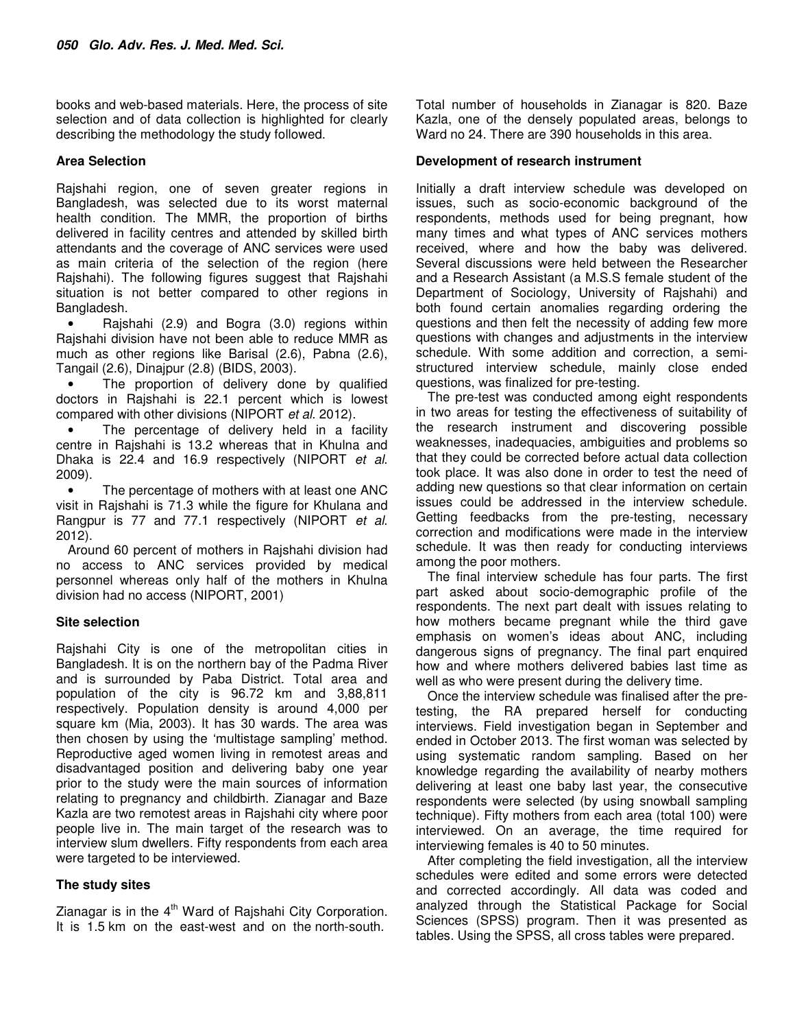books and web-based materials. Here, the process of site selection and of data collection is highlighted for clearly describing the methodology the study followed.

### Area Selection

Rajshahi region, one of seven greater regions in Bangladesh, was selected due to its worst maternal health condition. The MMR, the proportion of births delivered in facility centres and attended by skilled birth attendants and the coverage of ANC services were used as main criteria of the selection of the region (here Rajshahi). The following figures suggest that Rajshahi situation is not better compared to other regions in Bangladesh.

- Rajshahi (2.9) and Bogra (3.0) regions within Rajshahi division have not been able to reduce MMR as much as other regions like Barisal (2.6), Pabna (2.6), Tangail (2.6), Dinajpur (2.8) (BIDS, 2003).
- The proportion of delivery done by qualified doctors in Rajshahi is 22.1 percent which is lowest compared with other divisions (NIPORT *et al*. 2012).
- The percentage of delivery held in a facility centre in Rajshahi is 13.2 whereas that in Khulna and Dhaka is 22.4 and 16.9 respectively (NIPORT *et al*. 2009).
- The percentage of mothers with at least one ANC visit in Rajshahi is 71.3 while the figure for Khulana and Rangpur is 77 and 77.1 respectively (NIPORT *et al*. 2012).

Around 60 percent of mothers in Rajshahi division had no access to ANC services provided by medical personnel whereas only half of the mothers in Khulna division had no access (NIPORT, 2001)

### Site selection

Rajshahi City is one of the metropolitan cities in Bangladesh. It is on the northern bay of the Padma River and is surrounded by Paba District. Total area and population of the city is 96.72 km and 3,88,811 respectively. Population density is around 4,000 per square km (Mia, 2003). It has 30 wards. The area was then chosen by using the 'multistage sampling' method. Reproductive aged women living in remotest areas and disadvantaged position and delivering baby one year prior to the study were the main sources of information relating to pregnancy and childbirth. Zianagar and Baze Kazla are two remotest areas in Rajshahi city where poor people live in. The main target of the research was to interview slum dwellers. Fifty respondents from each area were targeted to be interviewed.

### The study sites

Zianagar is in the 4th Ward of Rajshahi City Corporation. It is 1.5 km on the east-west and on the north-south. Total number of households in Zianagar is 820. Baze Kazla, one of the densely populated areas, belongs to Ward no 24. There are 390 households in this area.

### Development of research instrument

Initially a draft interview schedule was developed on issues, such as socio-economic background of the respondents, methods used for being pregnant, how many times and what types of ANC services mothers received, where and how the baby was delivered. Several discussions were held between the Researcher and a Research Assistant (a M.S.S female student of the Department of Sociology, University of Rajshahi) and both found certain anomalies regarding ordering the questions and then felt the necessity of adding few more questions with changes and adjustments in the interview schedule. With some addition and correction, a semi-structured interview schedule, mainly close ended questions, was finalized for pre-testing.

The pre-test was conducted among eight respondents in two areas for testing the effectiveness of suitability of the research instrument and discovering possible weaknesses, inadequacies, ambiguities and problems so that they could be corrected before actual data collection took place. It was also done in order to test the need of adding new questions so that clear information on certain issues could be addressed in the interview schedule. Getting feedbacks from the pre-testing, necessary correction and modifications were made in the interview schedule. It was then ready for conducting interviews among the poor mothers.

The final interview schedule has four parts. The first part asked about socio-demographic profile of the respondents. The next part dealt with issues relating to how mothers became pregnant while the third gave emphasis on women's ideas about ANC, including dangerous signs of pregnancy. The final part enquired how and where mothers delivered babies last time as well as who were present during the delivery time.

Once the interview schedule was finalised after the pre-testing, the RA prepared herself for conducting interviews. Field investigation began in September and ended in October 2013. The first woman was selected by using systematic random sampling. Based on her knowledge regarding the availability of nearby mothers delivering at least one baby last year, the consecutive respondents were selected (by using snowball sampling technique). Fifty mothers from each area (total 100) were interviewed. On an average, the time required for interviewing females is 40 to 50 minutes.

After completing the field investigation, all the interview schedules were edited and some errors were detected and corrected accordingly. All data was coded and analyzed through the Statistical Package for Social Sciences (SPSS) program. Then it was presented as tables. Using the SPSS, all cross tables were prepared.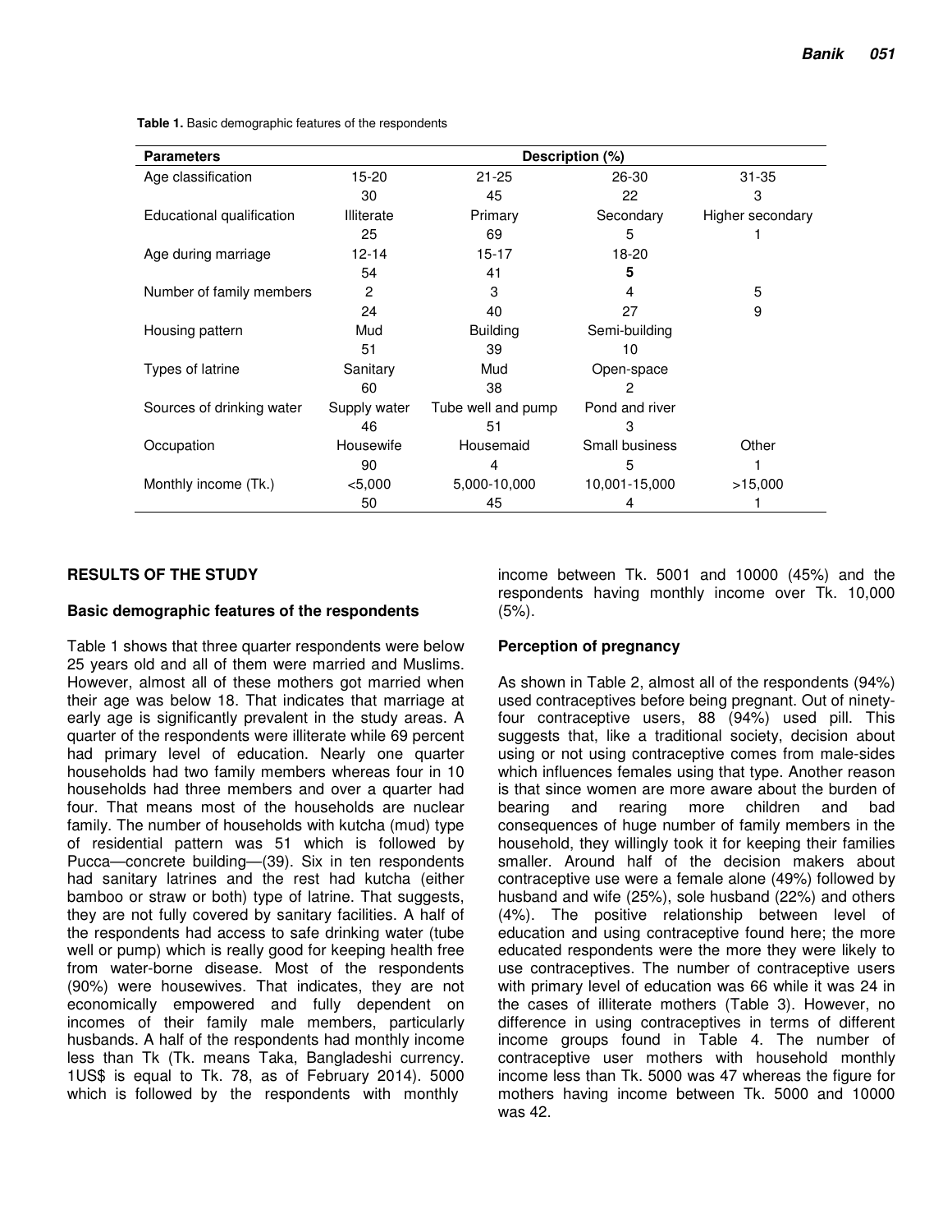**Table 1.** Basic demographic features of the respondents

| Parameters | Description (%) | | | |
|---|---|---|---|---|
| Age classification | 15-20 | 21-25 | 26-30 | 31-35 |
| | 30 | 45 | 22 | 3 |
| Educational qualification | Illiterate | Primary | Secondary | Higher secondary |
| | 25 | 69 | 5 | 1 |
| Age during marriage | 12-14 | 15-17 | 18-20 | |
| | 54 | 41 | **5** | |
| Number of family members | 2 | 3 | 4 | 5 |
| | 24 | 40 | 27 | 9 |
| Housing pattern | Mud | Building | Semi-building | |
| | 51 | 39 | 10 | |
| Types of latrine | Sanitary | Mud | Open-space | |
| | 60 | 38 | 2 | |
| Sources of drinking water | Supply water | Tube well and pump | Pond and river | |
| | 46 | 51 | 3 | |
| Occupation | Housewife | Housemaid | Small business | Other |
| | 90 | 4 | 5 | 1 |
| Monthly income (Tk.) | <5,000 | 5,000-10,000 | 10,001-15,000 | >15,000 |
| | 50 | 45 | 4 | 1 |

## RESULTS OF THE STUDY

### Basic demographic features of the respondents

Table 1 shows that three quarter respondents were below 25 years old and all of them were married and Muslims. However, almost all of these mothers got married when their age was below 18. That indicates that marriage at early age is significantly prevalent in the study areas. A quarter of the respondents were illiterate while 69 percent had primary level of education. Nearly one quarter households had two family members whereas four in 10 households had three members and over a quarter had four. That means most of the households are nuclear family. The number of households with kutcha (mud) type of residential pattern was 51 which is followed by Pucca—concrete building—(39). Six in ten respondents had sanitary latrines and the rest had kutcha (either bamboo or straw or both) type of latrine. That suggests, they are not fully covered by sanitary facilities. A half of the respondents had access to safe drinking water (tube well or pump) which is really good for keeping health free from water-borne disease. Most of the respondents (90%) were housewives. That indicates, they are not economically empowered and fully dependent on incomes of their family male members, particularly husbands. A half of the respondents had monthly income less than Tk (Tk. means Taka, Bangladeshi currency. 1US$ is equal to Tk. 78, as of February 2014). 5000 which is followed by the respondents with monthly income between Tk. 5001 and 10000 (45%) and the respondents having monthly income over Tk. 10,000 (5%).

### Perception of pregnancy

As shown in Table 2, almost all of the respondents (94%) used contraceptives before being pregnant. Out of ninety-four contraceptive users, 88 (94%) used pill. This suggests that, like a traditional society, decision about using or not using contraceptive comes from male-sides which influences females using that type. Another reason is that since women are more aware about the burden of bearing and rearing more children and bad consequences of huge number of family members in the household, they willingly took it for keeping their families smaller. Around half of the decision makers about contraceptive use were a female alone (49%) followed by husband and wife (25%), sole husband (22%) and others (4%). The positive relationship between level of education and using contraceptive found here; the more educated respondents were the more they were likely to use contraceptives. The number of contraceptive users with primary level of education was 66 while it was 24 in the cases of illiterate mothers (Table 3). However, no difference in using contraceptives in terms of different income groups found in Table 4. The number of contraceptive user mothers with household monthly income less than Tk. 5000 was 47 whereas the figure for mothers having income between Tk. 5000 and 10000 was 42.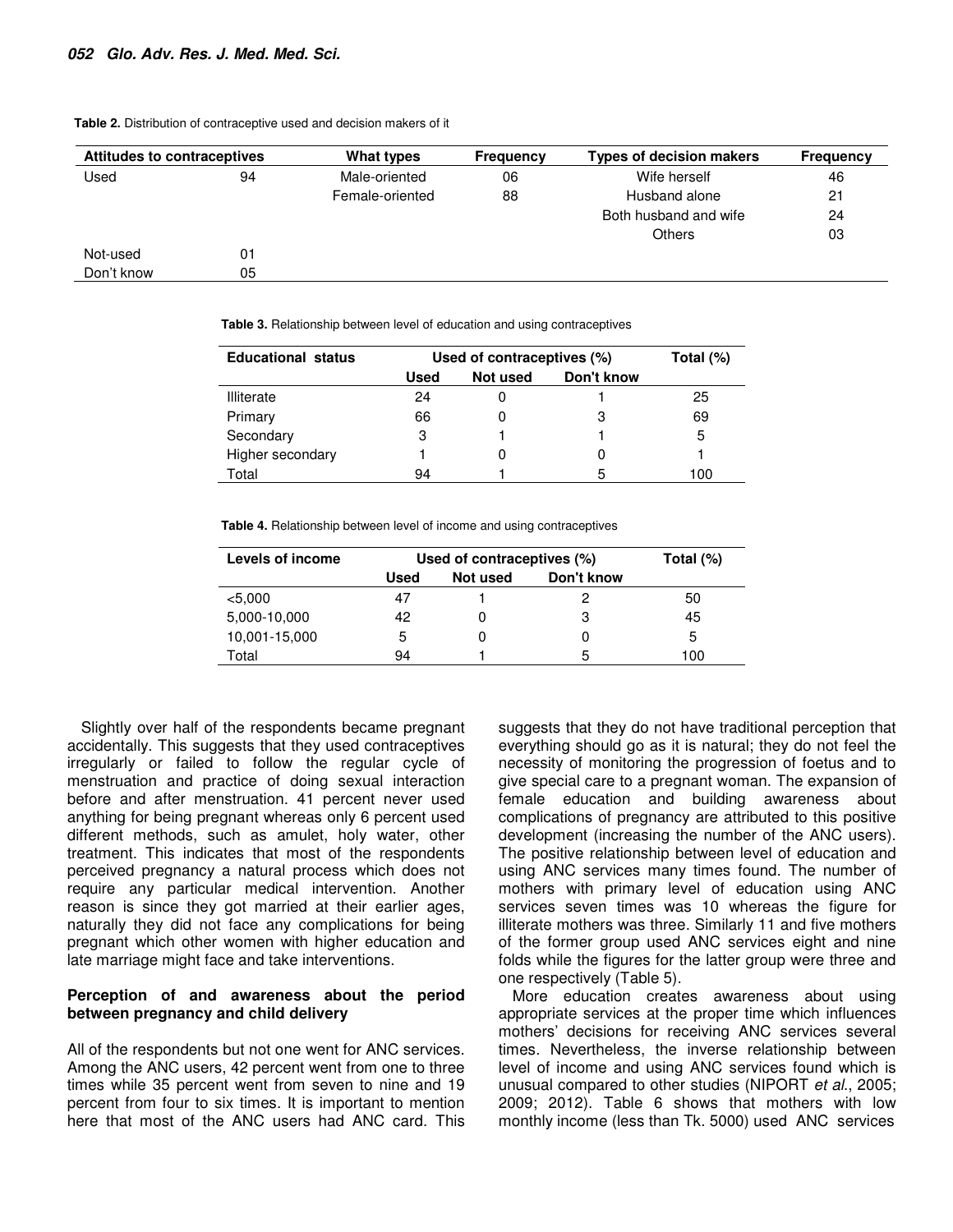**Table 2.** Distribution of contraceptive used and decision makers of it

| Attitudes to contraceptives | | What types | Frequency | Types of decision makers | Frequency |
|---|---|---|---|---|---|
| Used | 94 | Male-oriented | 06 | Wife herself | 46 |
| | | Female-oriented | 88 | Husband alone | 21 |
| | | | | Both husband and wife | 24 |
| | | | | Others | 03 |
| Not-used | 01 | | | | |
| Don't know | 05 | | | | |

**Table 3.** Relationship between level of education and using contraceptives

| Educational status | Used of contraceptives (%) | | | Total (%) |
|---|---|---|---|---|
| | Used | Not used | Don't know | |
| Illiterate | 24 | 0 | 1 | 25 |
| Primary | 66 | 0 | 3 | 69 |
| Secondary | 3 | 1 | 1 | 5 |
| Higher secondary | 1 | 0 | 0 | 1 |
| Total | 94 | 1 | 5 | 100 |

**Table 4.** Relationship between level of income and using contraceptives

| Levels of income | Used of contraceptives (%) | | | Total (%) |
|---|---|---|---|---|
| | Used | Not used | Don't know | |
| <5,000 | 47 | 1 | 2 | 50 |
| 5,000-10,000 | 42 | 0 | 3 | 45 |
| 10,001-15,000 | 5 | 0 | 0 | 5 |
| Total | 94 | 1 | 5 | 100 |

Slightly over half of the respondents became pregnant accidentally. This suggests that they used contraceptives irregularly or failed to follow the regular cycle of menstruation and practice of doing sexual interaction before and after menstruation. 41 percent never used anything for being pregnant whereas only 6 percent used different methods, such as amulet, holy water, other treatment. This indicates that most of the respondents perceived pregnancy a natural process which does not require any particular medical intervention. Another reason is since they got married at their earlier ages, naturally they did not face any complications for being pregnant which other women with higher education and late marriage might face and take interventions.

**Perception of and awareness about the period between pregnancy and child delivery**

All of the respondents but not one went for ANC services. Among the ANC users, 42 percent went from one to three times while 35 percent went from seven to nine and 19 percent from four to six times. It is important to mention here that most of the ANC users had ANC card. This suggests that they do not have traditional perception that everything should go as it is natural; they do not feel the necessity of monitoring the progression of foetus and to give special care to a pregnant woman. The expansion of female education and building awareness about complications of pregnancy are attributed to this positive development (increasing the number of the ANC users). The positive relationship between level of education and using ANC services many times found. The number of mothers with primary level of education using ANC services seven times was 10 whereas the figure for illiterate mothers was three. Similarly 11 and five mothers of the former group used ANC services eight and nine folds while the figures for the latter group were three and one respectively (Table 5).

More education creates awareness about using appropriate services at the proper time which influences mothers' decisions for receiving ANC services several times. Nevertheless, the inverse relationship between level of income and using ANC services found which is unusual compared to other studies (NIPORT *et al*., 2005; 2009; 2012). Table 6 shows that mothers with low monthly income (less than Tk. 5000) used ANC services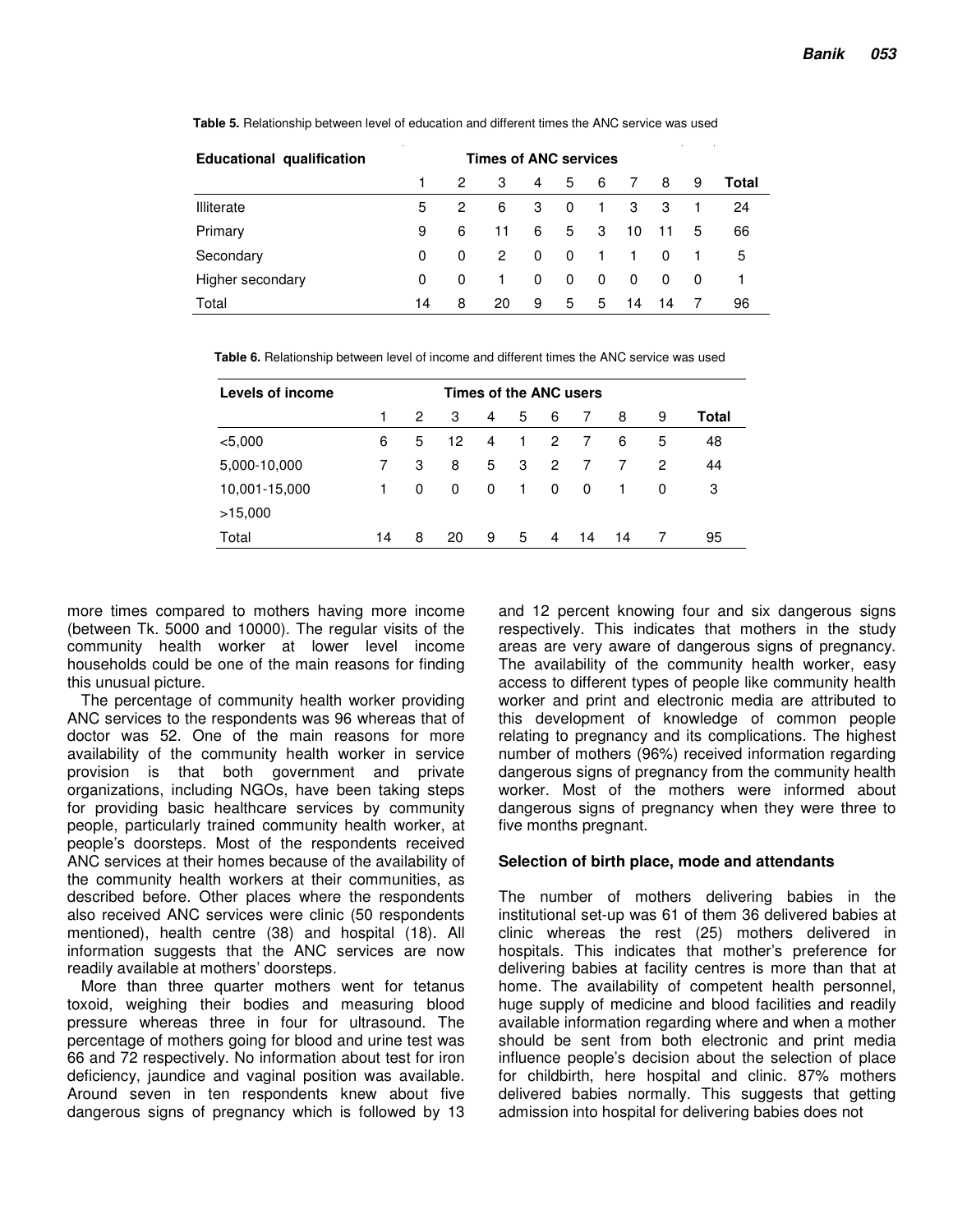**Table 5.** Relationship between level of education and different times the ANC service was used

| Educational qualification | Times of ANC services | | | | | | | | | |
|---|---|---|---|---|---|---|---|---|---|---|
| | 1 | 2 | 3 | 4 | 5 | 6 | 7 | 8 | 9 | Total |
| Illiterate | 5 | 2 | 6 | 3 | 0 | 1 | 3 | 3 | 1 | 24 |
| Primary | 9 | 6 | 11 | 6 | 5 | 3 | 10 | 11 | 5 | 66 |
| Secondary | 0 | 0 | 2 | 0 | 0 | 1 | 1 | 0 | 1 | 5 |
| Higher secondary | 0 | 0 | 1 | 0 | 0 | 0 | 0 | 0 | 0 | 1 |
| Total | 14 | 8 | 20 | 9 | 5 | 5 | 14 | 14 | 7 | 96 |

**Table 6.** Relationship between level of income and different times the ANC service was used

| Levels of income | Times of the ANC users | | | | | | | | | |
|---|---|---|---|---|---|---|---|---|---|---|
| | 1 | 2 | 3 | 4 | 5 | 6 | 7 | 8 | 9 | Total |
| <5,000 | 6 | 5 | 12 | 4 | 1 | 2 | 7 | 6 | 5 | 48 |
| 5,000-10,000 | 7 | 3 | 8 | 5 | 3 | 2 | 7 | 7 | 2 | 44 |
| 10,001-15,000 | 1 | 0 | 0 | 0 | 1 | 0 | 0 | 1 | 0 | 3 |
| >15,000 | | | | | | | | | | |
| Total | 14 | 8 | 20 | 9 | 5 | 4 | 14 | 14 | 7 | 95 |

more times compared to mothers having more income (between Tk. 5000 and 10000). The regular visits of the community health worker at lower level income households could be one of the main reasons for finding this unusual picture.

The percentage of community health worker providing ANC services to the respondents was 96 whereas that of doctor was 52. One of the main reasons for more availability of the community health worker in service provision is that both government and private organizations, including NGOs, have been taking steps for providing basic healthcare services by community people, particularly trained community health worker, at people's doorsteps. Most of the respondents received ANC services at their homes because of the availability of the community health workers at their communities, as described before. Other places where the respondents also received ANC services were clinic (50 respondents mentioned), health centre (38) and hospital (18). All information suggests that the ANC services are now readily available at mothers' doorsteps.

More than three quarter mothers went for tetanus toxoid, weighing their bodies and measuring blood pressure whereas three in four for ultrasound. The percentage of mothers going for blood and urine test was 66 and 72 respectively. No information about test for iron deficiency, jaundice and vaginal position was available. Around seven in ten respondents knew about five dangerous signs of pregnancy which is followed by 13 and 12 percent knowing four and six dangerous signs respectively. This indicates that mothers in the study areas are very aware of dangerous signs of pregnancy. The availability of the community health worker, easy access to different types of people like community health worker and print and electronic media are attributed to this development of knowledge of common people relating to pregnancy and its complications. The highest number of mothers (96%) received information regarding dangerous signs of pregnancy from the community health worker. Most of the mothers were informed about dangerous signs of pregnancy when they were three to five months pregnant.

### Selection of birth place, mode and attendants

The number of mothers delivering babies in the institutional set-up was 61 of them 36 delivered babies at clinic whereas the rest (25) mothers delivered in hospitals. This indicates that mother's preference for delivering babies at facility centres is more than that at home. The availability of competent health personnel, huge supply of medicine and blood facilities and readily available information regarding where and when a mother should be sent from both electronic and print media influence people's decision about the selection of place for childbirth, here hospital and clinic. 87% mothers delivered babies normally. This suggests that getting admission into hospital for delivering babies does not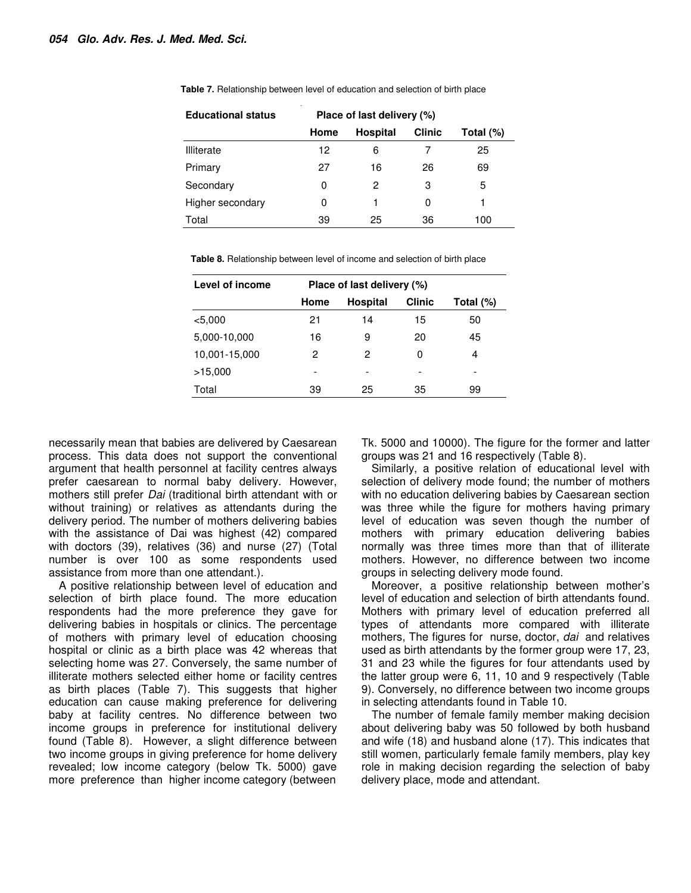**Table 7.** Relationship between level of education and selection of birth place

| Educational status | Place of last delivery (%) | | | |
|---|---|---|---|---|
| | Home | Hospital | Clinic | Total (%) |
| Illiterate | 12 | 6 | 7 | 25 |
| Primary | 27 | 16 | 26 | 69 |
| Secondary | 0 | 2 | 3 | 5 |
| Higher secondary | 0 | 1 | 0 | 1 |
| Total | 39 | 25 | 36 | 100 |

**Table 8.** Relationship between level of income and selection of birth place

| Level of income | Place of last delivery (%) | | | |
|---|---|---|---|---|
| | Home | Hospital | Clinic | Total (%) |
| <5,000 | 21 | 14 | 15 | 50 |
| 5,000-10,000 | 16 | 9 | 20 | 45 |
| 10,001-15,000 | 2 | 2 | 0 | 4 |
| >15,000 | - | - | - | - |
| Total | 39 | 25 | 35 | 99 |

necessarily mean that babies are delivered by Caesarean process. This data does not support the conventional argument that health personnel at facility centres always prefer caesarean to normal baby delivery. However, mothers still prefer *Dai* (traditional birth attendant with or without training) or relatives as attendants during the delivery period. The number of mothers delivering babies with the assistance of Dai was highest (42) compared with doctors (39), relatives (36) and nurse (27) (Total number is over 100 as some respondents used assistance from more than one attendant.).

A positive relationship between level of education and selection of birth place found. The more education respondents had the more preference they gave for delivering babies in hospitals or clinics. The percentage of mothers with primary level of education choosing hospital or clinic as a birth place was 42 whereas that selecting home was 27. Conversely, the same number of illiterate mothers selected either home or facility centres as birth places (Table 7). This suggests that higher education can cause making preference for delivering baby at facility centres. No difference between two income groups in preference for institutional delivery found (Table 8). However, a slight difference between two income groups in giving preference for home delivery revealed; low income category (below Tk. 5000) gave more preference than higher income category (between Tk. 5000 and 10000). The figure for the former and latter groups was 21 and 16 respectively (Table 8).

Similarly, a positive relation of educational level with selection of delivery mode found; the number of mothers with no education delivering babies by Caesarean section was three while the figure for mothers having primary level of education was seven though the number of mothers with primary education delivering babies normally was three times more than that of illiterate mothers. However, no difference between two income groups in selecting delivery mode found.

Moreover, a positive relationship between mother's level of education and selection of birth attendants found. Mothers with primary level of education preferred all types of attendants more compared with illiterate mothers, The figures for nurse, doctor, *dai* and relatives used as birth attendants by the former group were 17, 23, 31 and 23 while the figures for four attendants used by the latter group were 6, 11, 10 and 9 respectively (Table 9). Conversely, no difference between two income groups in selecting attendants found in Table 10.

The number of female family member making decision about delivering baby was 50 followed by both husband and wife (18) and husband alone (17). This indicates that still women, particularly female family members, play key role in making decision regarding the selection of baby delivery place, mode and attendant.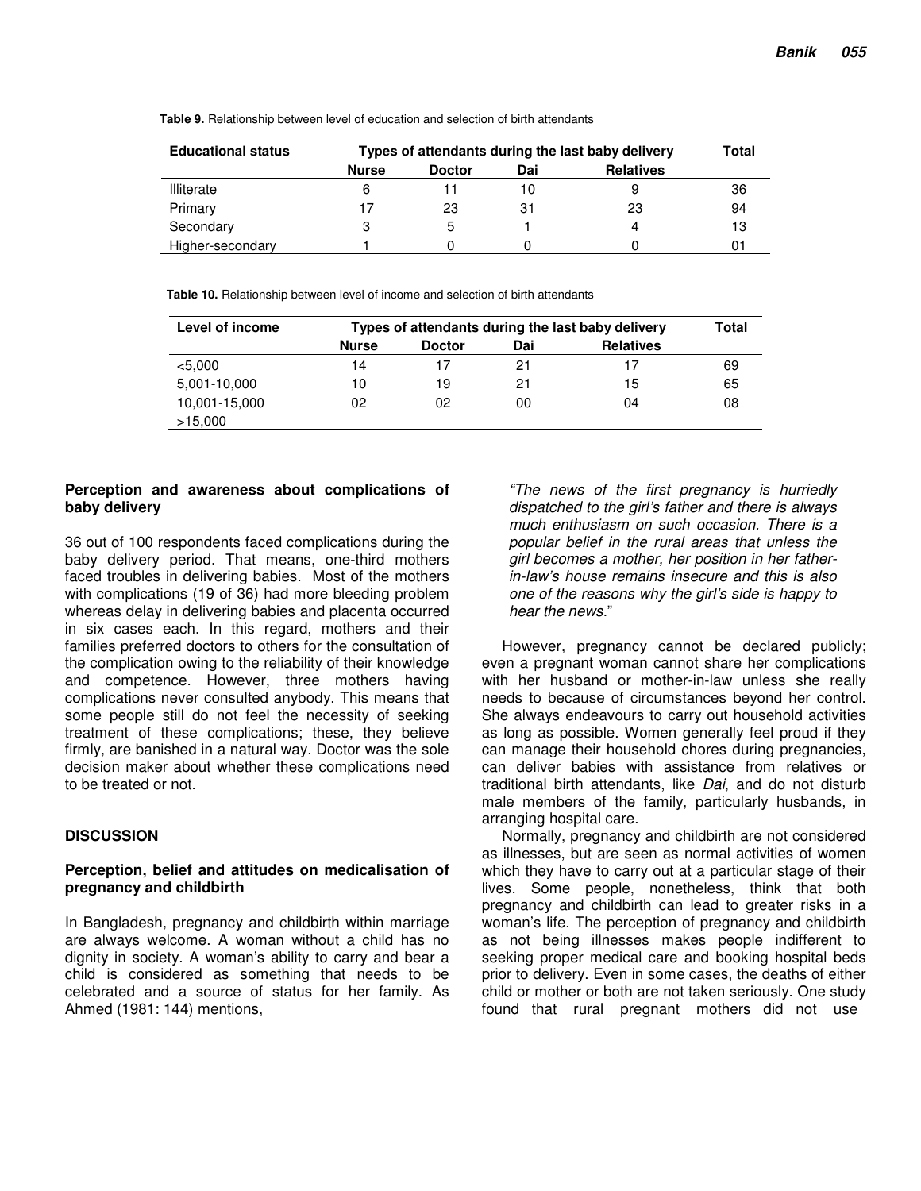**Table 9.** Relationship between level of education and selection of birth attendants

| Educational status | Types of attendants during the last baby delivery | | | | Total |
|---|---|---|---|---|---|
| | Nurse | Doctor | Dai | Relatives | |
| Illiterate | 6 | 11 | 10 | 9 | 36 |
| Primary | 17 | 23 | 31 | 23 | 94 |
| Secondary | 3 | 5 | 1 | 4 | 13 |
| Higher-secondary | 1 | 0 | 0 | 0 | 01 |

**Table 10.** Relationship between level of income and selection of birth attendants

| Level of income | Types of attendants during the last baby delivery | | | | Total |
|---|---|---|---|---|---|
| | Nurse | Doctor | Dai | Relatives | |
| <5,000 | 14 | 17 | 21 | 17 | 69 |
| 5,001-10,000 | 10 | 19 | 21 | 15 | 65 |
| 10,001-15,000 | 02 | 02 | 00 | 04 | 08 |
| >15,000 | | | | | |

### Perception and awareness about complications of baby delivery

36 out of 100 respondents faced complications during the baby delivery period. That means, one-third mothers faced troubles in delivering babies. Most of the mothers with complications (19 of 36) had more bleeding problem whereas delay in delivering babies and placenta occurred in six cases each. In this regard, mothers and their families preferred doctors to others for the consultation of the complication owing to the reliability of their knowledge and competence. However, three mothers having complications never consulted anybody. This means that some people still do not feel the necessity of seeking treatment of these complications; these, they believe firmly, are banished in a natural way. Doctor was the sole decision maker about whether these complications need to be treated or not.

## DISCUSSION

### Perception, belief and attitudes on medicalisation of pregnancy and childbirth

In Bangladesh, pregnancy and childbirth within marriage are always welcome. A woman without a child has no dignity in society. A woman's ability to carry and bear a child is considered as something that needs to be celebrated and a source of status for her family. As Ahmed (1981: 144) mentions,

*"The news of the first pregnancy is hurriedly dispatched to the girl's father and there is always much enthusiasm on such occasion. There is a popular belief in the rural areas that unless the girl becomes a mother, her position in her father-in-law's house remains insecure and this is also one of the reasons why the girl's side is happy to hear the news*."

However, pregnancy cannot be declared publicly; even a pregnant woman cannot share her complications with her husband or mother-in-law unless she really needs to because of circumstances beyond her control. She always endeavours to carry out household activities as long as possible. Women generally feel proud if they can manage their household chores during pregnancies, can deliver babies with assistance from relatives or traditional birth attendants, like *Dai*, and do not disturb male members of the family, particularly husbands, in arranging hospital care.

Normally, pregnancy and childbirth are not considered as illnesses, but are seen as normal activities of women which they have to carry out at a particular stage of their lives. Some people, nonetheless, think that both pregnancy and childbirth can lead to greater risks in a woman's life. The perception of pregnancy and childbirth as not being illnesses makes people indifferent to seeking proper medical care and booking hospital beds prior to delivery. Even in some cases, the deaths of either child or mother or both are not taken seriously. One study found that rural pregnant mothers did not use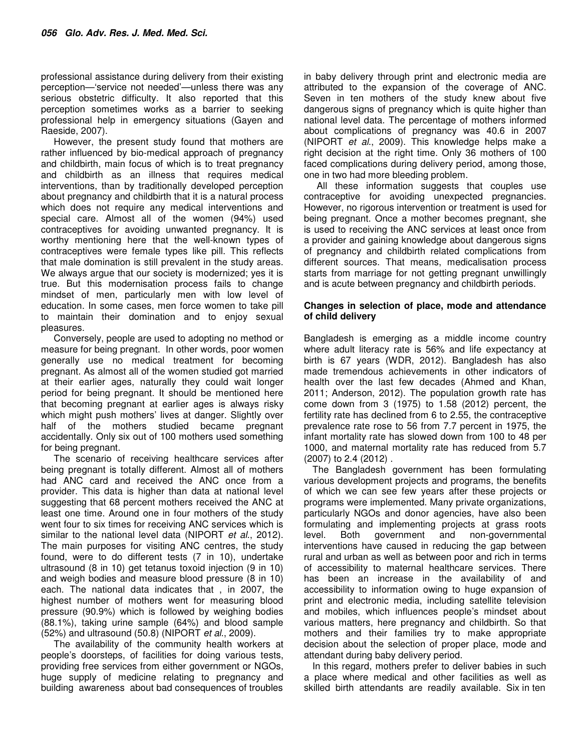professional assistance during delivery from their existing perception—'service not needed'—unless there was any serious obstetric difficulty. It also reported that this perception sometimes works as a barrier to seeking professional help in emergency situations (Gayen and Raeside, 2007).

However, the present study found that mothers are rather influenced by bio-medical approach of pregnancy and childbirth, main focus of which is to treat pregnancy and childbirth as an illness that requires medical interventions, than by traditionally developed perception about pregnancy and childbirth that it is a natural process which does not require any medical interventions and special care. Almost all of the women (94%) used contraceptives for avoiding unwanted pregnancy. It is worthy mentioning here that the well-known types of contraceptives were female types like pill. This reflects that male domination is still prevalent in the study areas. We always argue that our society is modernized; yes it is true. But this modernisation process fails to change mindset of men, particularly men with low level of education. In some cases, men force women to take pill to maintain their domination and to enjoy sexual pleasures.

Conversely, people are used to adopting no method or measure for being pregnant. In other words, poor women generally use no medical treatment for becoming pregnant. As almost all of the women studied got married at their earlier ages, naturally they could wait longer period for being pregnant. It should be mentioned here that becoming pregnant at earlier ages is always risky which might push mothers' lives at danger. Slightly over half of the mothers studied became pregnant accidentally. Only six out of 100 mothers used something for being pregnant.

The scenario of receiving healthcare services after being pregnant is totally different. Almost all of mothers had ANC card and received the ANC once from a provider. This data is higher than data at national level suggesting that 68 percent mothers received the ANC at least one time. Around one in four mothers of the study went four to six times for receiving ANC services which is similar to the national level data (NIPORT *et al*., 2012). The main purposes for visiting ANC centres, the study found, were to do different tests (7 in 10), undertake ultrasound (8 in 10) get tetanus toxoid injection (9 in 10) and weigh bodies and measure blood pressure (8 in 10) each. The national data indicates that , in 2007, the highest number of mothers went for measuring blood pressure (90.9%) which is followed by weighing bodies (88.1%), taking urine sample (64%) and blood sample (52%) and ultrasound (50.8) (NIPORT *et al*., 2009).

The availability of the community health workers at people's doorsteps, of facilities for doing various tests, providing free services from either government or NGOs, huge supply of medicine relating to pregnancy and building awareness about bad consequences of troubles in baby delivery through print and electronic media are attributed to the expansion of the coverage of ANC. Seven in ten mothers of the study knew about five dangerous signs of pregnancy which is quite higher than national level data. The percentage of mothers informed about complications of pregnancy was 40.6 in 2007 (NIPORT *et al*., 2009). This knowledge helps make a right decision at the right time. Only 36 mothers of 100 faced complications during delivery period, among those, one in two had more bleeding problem.

All these information suggests that couples use contraceptive for avoiding unexpected pregnancies. However, no rigorous intervention or treatment is used for being pregnant. Once a mother becomes pregnant, she is used to receiving the ANC services at least once from a provider and gaining knowledge about dangerous signs of pregnancy and childbirth related complications from different sources. That means, medicalisation process starts from marriage for not getting pregnant unwillingly and is acute between pregnancy and childbirth periods.

### Changes in selection of place, mode and attendance of child delivery

Bangladesh is emerging as a middle income country where adult literacy rate is 56% and life expectancy at birth is 67 years (WDR, 2012). Bangladesh has also made tremendous achievements in other indicators of health over the last few decades (Ahmed and Khan, 2011; Anderson, 2012). The population growth rate has come down from 3 (1975) to 1.58 (2012) percent, the fertility rate has declined from 6 to 2.55, the contraceptive prevalence rate rose to 56 from 7.7 percent in 1975, the infant mortality rate has slowed down from 100 to 48 per 1000, and maternal mortality rate has reduced from 5.7 (2007) to 2.4 (2012) .

The Bangladesh government has been formulating various development projects and programs, the benefits of which we can see few years after these projects or programs were implemented. Many private organizations, particularly NGOs and donor agencies, have also been formulating and implementing projects at grass roots level. Both government and non-governmental interventions have caused in reducing the gap between rural and urban as well as between poor and rich in terms of accessibility to maternal healthcare services. There has been an increase in the availability of and accessibility to information owing to huge expansion of print and electronic media, including satellite television and mobiles, which influences people's mindset about various matters, here pregnancy and childbirth. So that mothers and their families try to make appropriate decision about the selection of proper place, mode and attendant during baby delivery period.

In this regard, mothers prefer to deliver babies in such a place where medical and other facilities as well as skilled birth attendants are readily available. Six in ten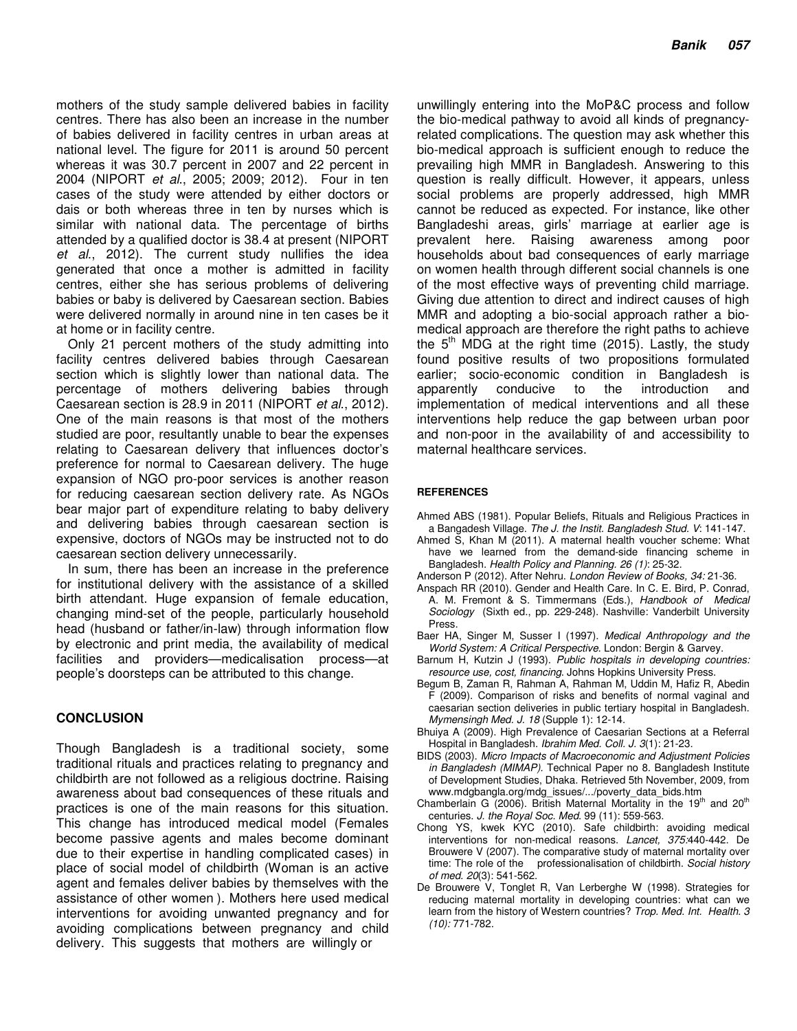mothers of the study sample delivered babies in facility centres. There has also been an increase in the number of babies delivered in facility centres in urban areas at national level. The figure for 2011 is around 50 percent whereas it was 30.7 percent in 2007 and 22 percent in 2004 (NIPORT *et al*., 2005; 2009; 2012). Four in ten cases of the study were attended by either doctors or dais or both whereas three in ten by nurses which is similar with national data. The percentage of births attended by a qualified doctor is 38.4 at present (NIPORT *et al*., 2012). The current study nullifies the idea generated that once a mother is admitted in facility centres, either she has serious problems of delivering babies or baby is delivered by Caesarean section. Babies were delivered normally in around nine in ten cases be it at home or in facility centre.

Only 21 percent mothers of the study admitting into facility centres delivered babies through Caesarean section which is slightly lower than national data. The percentage of mothers delivering babies through Caesarean section is 28.9 in 2011 (NIPORT *et al*., 2012). One of the main reasons is that most of the mothers studied are poor, resultantly unable to bear the expenses relating to Caesarean delivery that influences doctor's preference for normal to Caesarean delivery. The huge expansion of NGO pro-poor services is another reason for reducing caesarean section delivery rate. As NGOs bear major part of expenditure relating to baby delivery and delivering babies through caesarean section is expensive, doctors of NGOs may be instructed not to do caesarean section delivery unnecessarily.

In sum, there has been an increase in the preference for institutional delivery with the assistance of a skilled birth attendant. Huge expansion of female education, changing mind-set of the people, particularly household head (husband or father/in-law) through information flow by electronic and print media, the availability of medical facilities and providers—medicalisation process—at people's doorsteps can be attributed to this change.

## CONCLUSION

Though Bangladesh is a traditional society, some traditional rituals and practices relating to pregnancy and childbirth are not followed as a religious doctrine. Raising awareness about bad consequences of these rituals and practices is one of the main reasons for this situation. This change has introduced medical model (Females become passive agents and males become dominant due to their expertise in handling complicated cases) in place of social model of childbirth (Woman is an active agent and females deliver babies by themselves with the assistance of other women ). Mothers here used medical interventions for avoiding unwanted pregnancy and for avoiding complications between pregnancy and child delivery. This suggests that mothers are willingly or unwillingly entering into the MoP&C process and follow the bio-medical pathway to avoid all kinds of pregnancy-related complications. The question may ask whether this bio-medical approach is sufficient enough to reduce the prevailing high MMR in Bangladesh. Answering to this question is really difficult. However, it appears, unless social problems are properly addressed, high MMR cannot be reduced as expected. For instance, like other Bangladeshi areas, girls' marriage at earlier age is prevalent here. Raising awareness among poor households about bad consequences of early marriage on women health through different social channels is one of the most effective ways of preventing child marriage. Giving due attention to direct and indirect causes of high MMR and adopting a bio-social approach rather a bio-medical approach are therefore the right paths to achieve the 5th MDG at the right time (2015). Lastly, the study found positive results of two propositions formulated earlier; socio-economic condition in Bangladesh is apparently conducive to the introduction and implementation of medical interventions and all these interventions help reduce the gap between urban poor and non-poor in the availability of and accessibility to maternal healthcare services.

## REFERENCES

Ahmed ABS (1981). Popular Beliefs, Rituals and Religious Practices in a Bangadesh Village. *The J. the Instit. Bangladesh Stud. V*: 141-147.

Ahmed S, Khan M (2011). A maternal health voucher scheme: What have we learned from the demand-side financing scheme in Bangladesh. *Health Policy and Planning. 26 (1)*: 25-32.

Anderson P (2012). After Nehru. *London Review of Books, 34:* 21-36.

Anspach RR (2010). Gender and Health Care. In C. E. Bird, P. Conrad, A. M. Fremont & S. Timmermans (Eds.), *Handbook of Medical Sociology* (Sixth ed., pp. 229-248). Nashville: Vanderbilt University Press.

Baer HA, Singer M, Susser I (1997). *Medical Anthropology and the World System: A Critical Perspective*. London: Bergin & Garvey.

Barnum H, Kutzin J (1993). *Public hospitals in developing countries: resource use, cost, financing*. Johns Hopkins University Press.

Begum B, Zaman R, Rahman A, Rahman M, Uddin M, Hafiz R, Abedin F (2009). Comparison of risks and benefits of normal vaginal and caesarian section deliveries in public tertiary hospital in Bangladesh. *Mymensingh Med. J. 18* (Supple 1): 12-14.

Bhuiya A (2009). High Prevalence of Caesarian Sections at a Referral Hospital in Bangladesh. *Ibrahim Med. Coll. J. 3*(1): 21-23.

BIDS (2003). *Micro Impacts of Macroeconomic and Adjustment Policies in Bangladesh (MIMAP).* Technical Paper no 8. Bangladesh Institute of Development Studies, Dhaka. Retrieved 5th November, 2009, from www.mdgbangla.org/mdg_issues/.../poverty_data_bids.htm

Chamberlain G (2006). British Maternal Mortality in the 19th and 20th centuries. *J. the Royal Soc. Med.* 99 (11): 559-563.

Chong YS, kwek KYC (2010). Safe childbirth: avoiding medical interventions for non-medical reasons. *Lancet, 375*:440-442. De Brouwere V (2007). The comparative study of maternal mortality over time: The role of the professionalisation of childbirth. *Social history of med. 20*(3): 541-562.

De Brouwere V, Tonglet R, Van Lerberghe W (1998). Strategies for reducing maternal mortality in developing countries: what can we learn from the history of Western countries? *Trop. Med. Int. Health. 3 (10):* 771-782.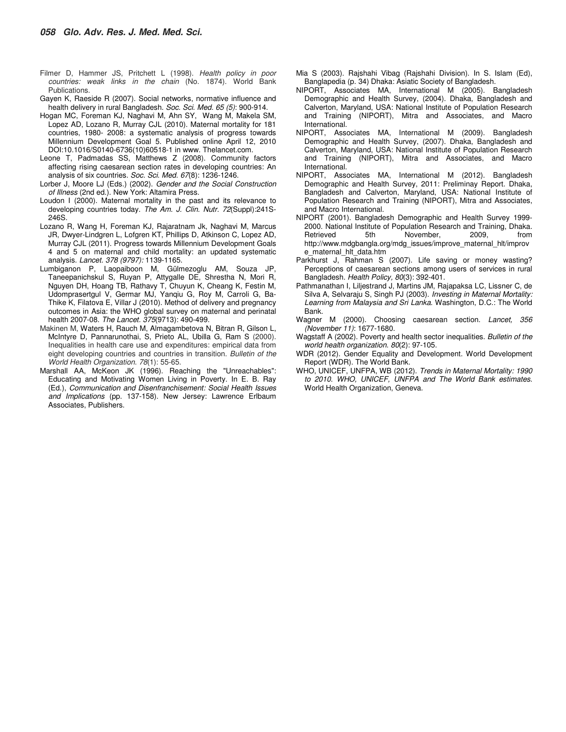Filmer D, Hammer JS, Pritchett L (1998). *Health policy in poor countries: weak links in the chain* (No. 1874). World Bank Publications.

Gayen K, Raeside R (2007). Social networks, normative influence and health delivery in rural Bangladesh. *Soc. Sci. Med. 65 (5)*: 900-914.

Hogan MC, Foreman KJ, Naghavi M, Ahn SY, Wang M, Makela SM, Lopez AD, Lozano R, Murray CJL (2010). Maternal mortality for 181 countries, 1980- 2008: a systematic analysis of progress towards Millennium Development Goal 5. Published online April 12, 2010 DOI:10.1016/S0140-6736(10)60518-1 in www. Thelancet.com.

Leone T, Padmadas SS, Matthews Z (2008). Community factors affecting rising caesarean section rates in developing countries: An analysis of six countries. *Soc. Sci. Med. 67*(8): 1236-1246.

Lorber J, Moore LJ (Eds.) (2002). *Gender and the Social Construction of Illness* (2nd ed.). New York: Altamira Press.

Loudon I (2000). Maternal mortality in the past and its relevance to developing countries today. *The Am. J. Clin. Nutr. 72*(Suppl):241S-246S.

Lozano R, Wang H, Foreman KJ, Rajaratnam Jk, Naghavi M, Marcus JR, Dwyer-Lindgren L, Lofgren KT, Phillips D, Atkinson C, Lopez AD, Murray CJL (2011). Progress towards Millennium Development Goals 4 and 5 on maternal and child mortality: an updated systematic analysis. *Lancet. 378 (9797):* 1139-1165.

Lumbiganon P, Laopaiboon M, Gülmezoglu AM, Souza JP, Taneepanichskul S, Ruyan P, Attygalle DE, Shrestha N, Mori R, Nguyen DH, Hoang TB, Rathavy T, Chuyun K, Cheang K, Festin M, Udomprasertgul V, Germar MJ, Yanqiu G, Roy M, Carroli G, Ba-Thike K, Filatova E, Villar J (2010). Method of delivery and pregnancy outcomes in Asia: the WHO global survey on maternal and perinatal health 2007-08. *The Lancet. 375*(9713): 490-499.

Makinen M, Waters H, Rauch M, Almagambetova N, Bitran R, Gilson L, McIntyre D, Pannarunothai, S, Prieto AL, Ubilla G, Ram S (2000). Inequalities in health care use and expenditures: empirical data from eight developing countries and countries in transition. *Bulletin of the World Health Organization. 78*(1): 55-65.

Marshall AA, McKeon JK (1996). Reaching the "Unreachables": Educating and Motivating Women Living in Poverty. In E. B. Ray (Ed.), *Communication and Disenfranchisement: Social Health Issues and Implications* (pp. 137-158). New Jersey: Lawrence Erlbaum Associates, Publishers.

Mia S (2003). Rajshahi Vibag (Rajshahi Division). In S. Islam (Ed), Banglapedia (p. 34) Dhaka: Asiatic Society of Bangladesh.

NIPORT, Associates MA, International M (2005). Bangladesh Demographic and Health Survey, (2004). Dhaka, Bangladesh and Calverton, Maryland, USA: National Institute of Population Research and Training (NIPORT), Mitra and Associates, and Macro International.

NIPORT, Associates MA, International M (2009). Bangladesh Demographic and Health Survey, (2007). Dhaka, Bangladesh and Calverton, Maryland, USA: National Institute of Population Research and Training (NIPORT), Mitra and Associates, and Macro International.

NIPORT, Associates MA, International M (2012). Bangladesh Demographic and Health Survey, 2011: Preliminay Report. Dhaka, Bangladesh and Calverton, Maryland, USA: National Institute of Population Research and Training (NIPORT), Mitra and Associates, and Macro International.

NIPORT (2001). Bangladesh Demographic and Health Survey 1999-2000. National Institute of Population Research and Training, Dhaka. Retrieved 5th November, 2009, from http://www.mdgbangla.org/mdg_issues/improve_maternal_hlt/improve_maternal_hlt_data.htm

Parkhurst J, Rahman S (2007). Life saving or money wasting? Perceptions of caesarean sections among users of services in rural Bangladesh. *Health Policy*, *80*(3): 392-401.

Pathmanathan I, Liljestrand J, Martins JM, Rajapaksa LC, Lissner C, de Silva A, Selvaraju S, Singh PJ (2003). *Investing in Maternal Mortality: Learning from Malaysia and Sri Lanka*. Washington, D.C.: The World Bank.

Wagner M (2000). Choosing caesarean section. *Lancet, 356 (November 11)*: 1677-1680.

Wagstaff A (2002). Poverty and health sector inequalities. *Bulletin of the world health organization*. *80*(2): 97-105.

WDR (2012). Gender Equality and Development. World Development Report (WDR). The World Bank.

WHO, UNICEF, UNFPA, WB (2012). *Trends in Maternal Mortality: 1990 to 2010. WHO, UNICEF, UNFPA and The World Bank estimates.* World Health Organization, Geneva.